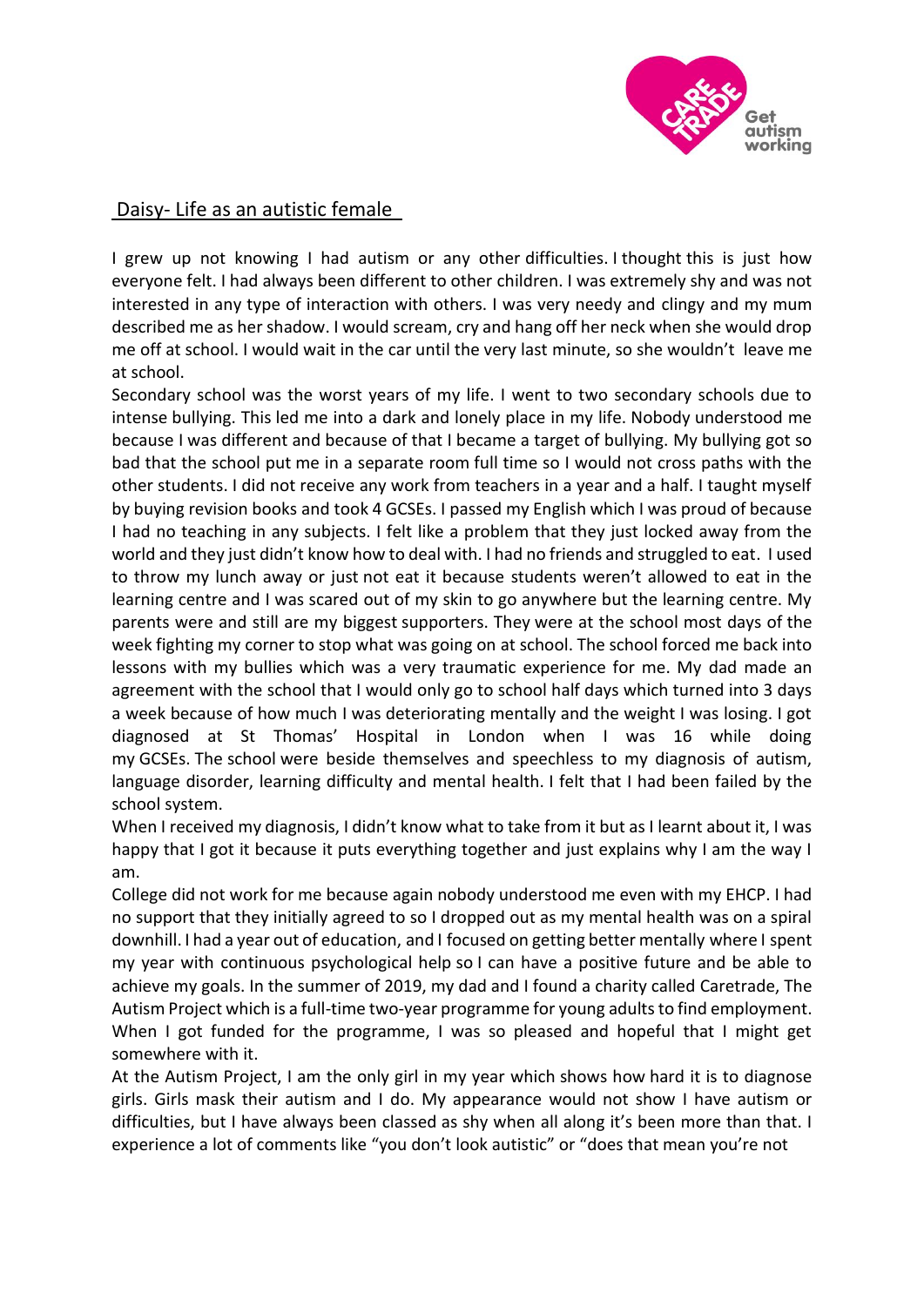## Daisy- Life as an autistic female

I grew up not knowing I had autism or any other difficulties. I thought this is just how everyone felt. I had always been different to other children. I was extremely shy and was not interested in any type of interaction with others. I was very needy and clingy and my mum described me as her shadow. I would scream, cry and hang off her neck when she would drop me off at school. I would wait in the car until the very last minute, so she wouldn't leave me at school.

Secondary school was the worst years of my life. I went to two secondary schools due to intense bullying. This led me into a dark and lonely place in my life. Nobody understood me because I was different and because of that I became a target of bullying. My bullying got so bad that the school put me in a separate room full time so I would not cross paths with the other students. I did not receive any work from teachers in a year and a half. I taught myself by buying revision books and took 4 GCSEs. I passed my English which I was proud of because I had no teaching in any subjects. I felt like a problem that they just locked away from the world and they just didn't know how to deal with. I had no friends and struggled to eat. I used to throw my lunch away or just not eat it because students weren't allowed to eat in the learning centre and I was scared out of my skin to go anywhere but the learning centre. My parents were and still are my biggest supporters. They were at the school most days of the week fighting my corner to stop what was going on at school. The school forced me back into lessons with my bullies which was a very traumatic experience for me. My dad made an agreement with the school that I would only go to school half days which turned into 3 days a week because of how much I was deteriorating mentally and the weight I was losing. I got diagnosed at St Thomas' Hospital in London when I was 16 while doing my GCSEs. The school were beside themselves and speechless to my diagnosis of autism, language disorder, learning difficulty and mental health. I felt that I had been failed by the school system.

When I received my diagnosis, I didn't know what to take from it but as I learnt about it, I was happy that I got it because it puts everything together and just explains why I am the way I am.

College did not work for me because again nobody understood me even with my EHCP. I had no support that they initially agreed to so I dropped out as my mental health was on a spiral downhill. I had a year out of education, and I focused on getting better mentally where I spent my year with continuous psychological help so I can have a positive future and be able to achieve my goals. In the summer of 2019, my dad and I found a charity called Caretrade, The Autism Project which is a full-time two-year programme for young adults to find employment. When I got funded for the programme, I was so pleased and hopeful that I might get somewhere with it.

At the Autism Project, I am the only girl in my year which shows how hard it is to diagnose girls. Girls mask their autism and I do. My appearance would not show I have autism or difficulties, but I have always been classed as shy when all along it's been more than that. I experience a lot of comments like "you don't look autistic" or "does that mean you're not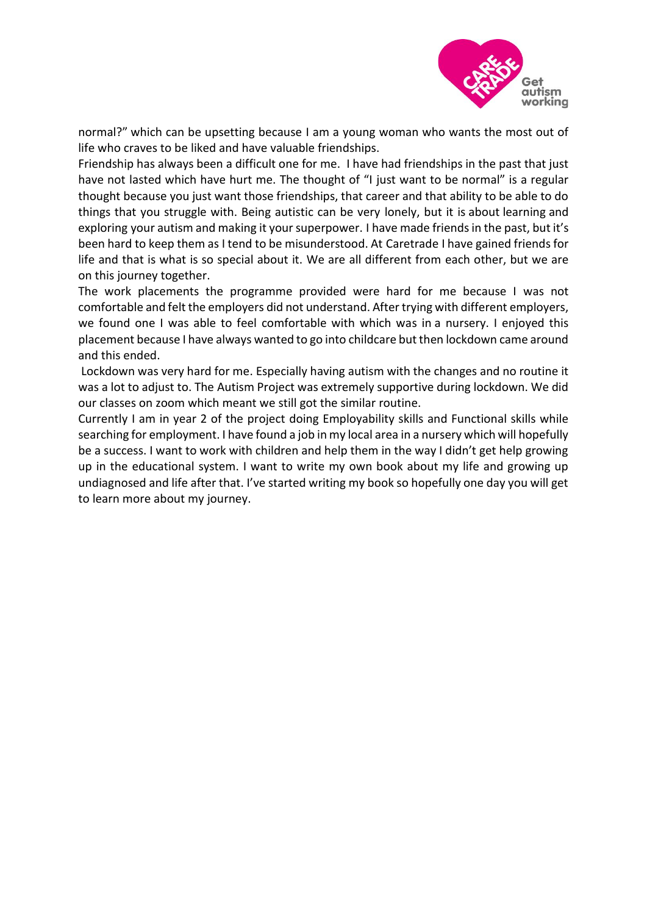normal?" which can be upsetting because I am a young woman who wants the most out of life who craves to be liked and have valuable friendships.

Friendship has always been a difficult one for me. I have had friendships in the past that just have not lasted which have hurt me. The thought of "I just want to be normal" is a regular thought because you just want those friendships, that career and that ability to be able to do things that you struggle with. Being autistic can be very lonely, but it is about learning and exploring your autism and making it your superpower. I have made friends in the past, but it's been hard to keep them as I tend to be misunderstood. At Caretrade I have gained friends for life and that is what is so special about it. We are all different from each other, but we are on this journey together.

The work placements the programme provided were hard for me because I was not comfortable and felt the employers did not understand. After trying with different employers, we found one I was able to feel comfortable with which was in a nursery. I enjoyed this placement because I have always wanted to go into childcare but then lockdown came around and this ended.

Lockdown was very hard for me. Especially having autism with the changes and no routine it was a lot to adjust to. The Autism Project was extremely supportive during lockdown. We did our classes on zoom which meant we still got the similar routine.

Currently I am in year 2 of the project doing Employability skills and Functional skills while searching for employment. I have found a job in my local area in a nursery which will hopefully be a success. I want to work with children and help them in the way I didn't get help growing up in the educational system. I want to write my own book about my life and growing up undiagnosed and life after that. I've started writing my book so hopefully one day you will get to learn more about my journey.